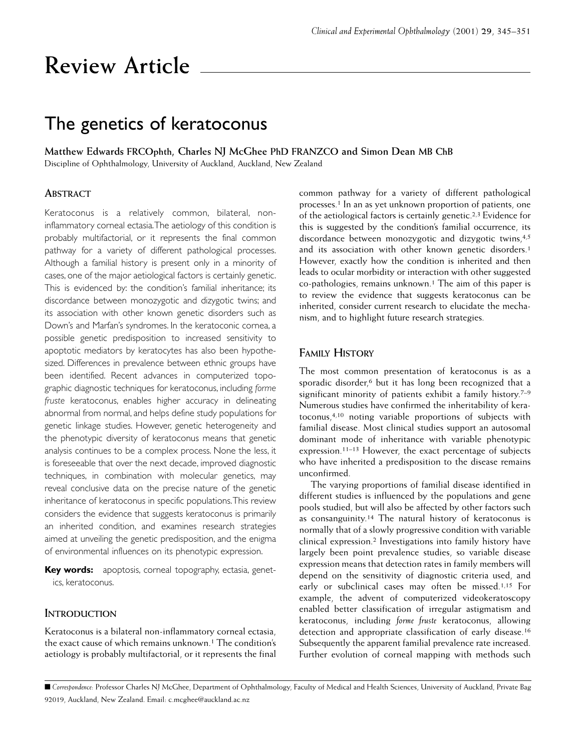# Review Article

## The genetics of keratoconus

**Matthew Edwards FRCOphth, Charles NJ McGhee PhD FRANZCO and Simon Dean MB ChB**

Discipline of Ophthalmology, University of Auckland, Auckland, New Zealand

### Abstract

Keratoconus is a relatively common, bilateral, non-inflammatory corneal ectasia. The aetiology of this condition is probably multifactorial, or it represents the final common pathway for a variety of different pathological processes. Although a familial history is present only in a minority of cases, one of the major aetiological factors is certainly genetic. This is evidenced by: the condition's familial inheritance; its discordance between monozygotic and dizygotic twins; and its association with other known genetic disorders such as Down's and Marfan's syndromes. In the keratoconic cornea, a possible genetic predisposition to increased sensitivity to apoptotic mediators by keratocytes has also been hypothesized. Differences in prevalence between ethnic groups have been identified. Recent advances in computerized topographic diagnostic techniques for keratoconus, including *forme fruste* keratoconus, enables higher accuracy in delineating abnormal from normal, and helps define study populations for genetic linkage studies. However, genetic heterogeneity and the phenotypic diversity of keratoconus means that genetic analysis continues to be a complex process. None the less, it is foreseeable that over the next decade, improved diagnostic techniques, in combination with molecular genetics, may reveal conclusive data on the precise nature of the genetic inheritance of keratoconus in specific populations. This review considers the evidence that suggests keratoconus is primarily an inherited condition, and examines research strategies aimed at unveiling the genetic predisposition, and the enigma of environmental influences on its phenotypic expression.

**Key words:** apoptosis, corneal topography, ectasia, genetics, keratoconus.

### Introduction

Keratoconus is a bilateral non-inflammatory corneal ectasia, the exact cause of which remains unknown.[1] The condition's aetiology is probably multifactorial, or it represents the final common pathway for a variety of different pathological processes.[1] In an as yet unknown proportion of patients, one of the aetiological factors is certainly genetic.[2,3] Evidence for this is suggested by the condition's familial occurrence, its discordance between monozygotic and dizygotic twins,[4,5] and its association with other known genetic disorders.[1] However, exactly how the condition is inherited and then leads to ocular morbidity or interaction with other suggested co-pathologies, remains unknown.[1] The aim of this paper is to review the evidence that suggests keratoconus can be inherited, consider current research to elucidate the mechanism, and to highlight future research strategies.

### Family History

The most common presentation of keratoconus is as a sporadic disorder,[6] but it has long been recognized that a significant minority of patients exhibit a family history.[7–9] Numerous studies have confirmed the inheritability of keratoconus,[4,10] noting variable proportions of subjects with familial disease. Most clinical studies support an autosomal dominant mode of inheritance with variable phenotypic expression.[11–13] However, the exact percentage of subjects who have inherited a predisposition to the disease remains unconfirmed.

The varying proportions of familial disease identified in different studies is influenced by the populations and gene pools studied, but will also be affected by other factors such as consanguinity.[14] The natural history of keratoconus is normally that of a slowly progressive condition with variable clinical expression.[2] Investigations into family history have largely been point prevalence studies, so variable disease expression means that detection rates in family members will depend on the sensitivity of diagnostic criteria used, and early or subclinical cases may often be missed.[1,15] For example, the advent of computerized videokeratoscopy enabled better classification of irregular astigmatism and keratoconus, including *forme fruste* keratoconus, allowing detection and appropriate classification of early disease.[16] Subsequently the apparent familial prevalence rate increased. Further evolution of corneal mapping with methods such

*Correspondence:* Professor Charles NJ McGhee, Department of Ophthalmology, Faculty of Medical and Health Sciences, University of Auckland, Private Bag 92019, Auckland, New Zealand. Email: c.mcghee@auckland.ac.nz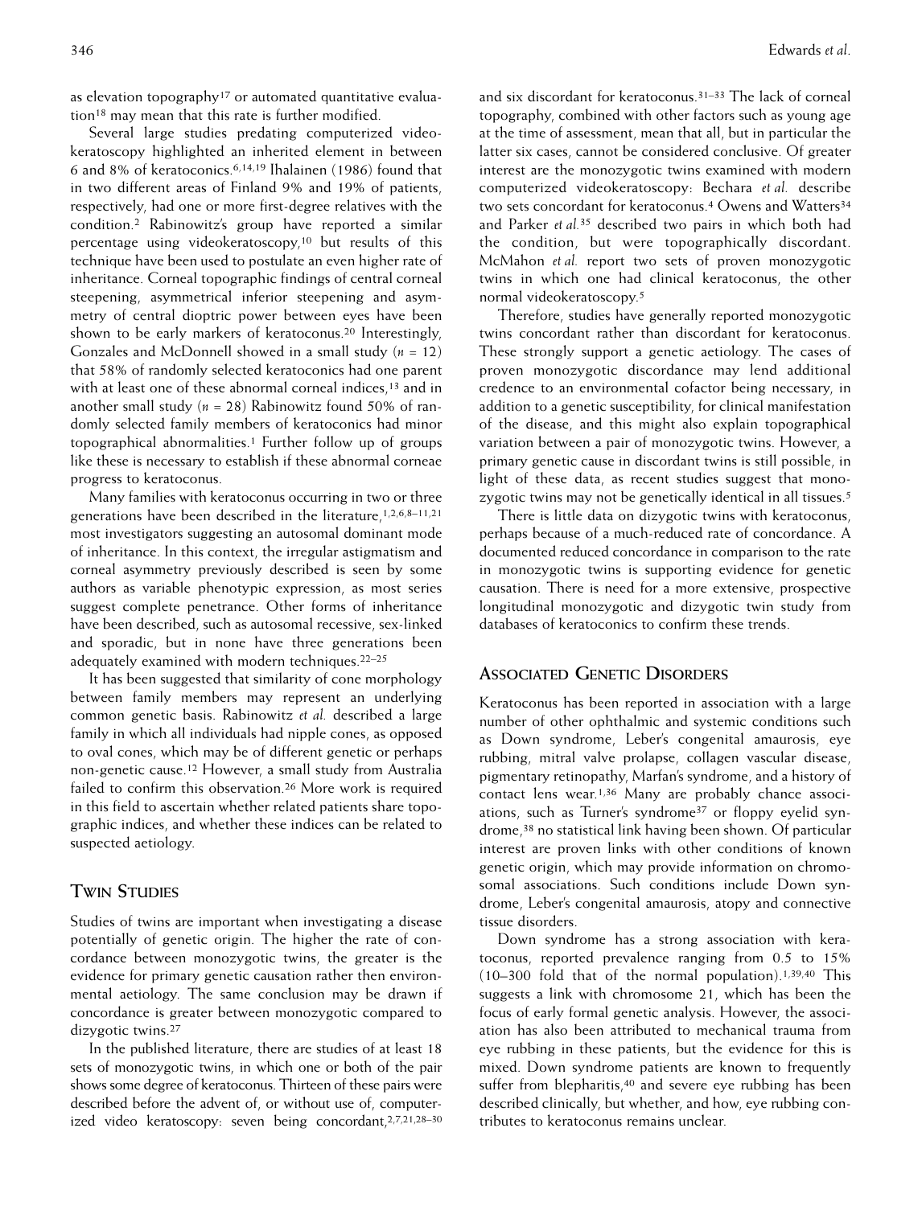as elevation topography[17] or automated quantitative evaluation[18] may mean that this rate is further modified.

Several large studies predating computerized videokeratoscopy highlighted an inherited element in between 6 and 8% of keratoconics.[6,14,19] Ihalainen (1986) found that in two different areas of Finland 9% and 19% of patients, respectively, had one or more first-degree relatives with the condition.[2] Rabinowitz's group have reported a similar percentage using videokeratoscopy,[10] but results of this technique have been used to postulate an even higher rate of inheritance. Corneal topographic findings of central corneal steepening, asymmetrical inferior steepening and asymmetry of central dioptric power between eyes have been shown to be early markers of keratoconus.[20] Interestingly, Gonzales and McDonnell showed in a small study ($n$ = 12) that 58% of randomly selected keratoconics had one parent with at least one of these abnormal corneal indices,[13] and in another small study ($n$ = 28) Rabinowitz found 50% of randomly selected family members of keratoconics had minor topographical abnormalities.[1] Further follow up of groups like these is necessary to establish if these abnormal corneae progress to keratoconus.

Many families with keratoconus occurring in two or three generations have been described in the literature,[1,2,6,8–11,21] most investigators suggesting an autosomal dominant mode of inheritance. In this context, the irregular astigmatism and corneal asymmetry previously described is seen by some authors as variable phenotypic expression, as most series suggest complete penetrance. Other forms of inheritance have been described, such as autosomal recessive, sex-linked and sporadic, but in none have three generations been adequately examined with modern techniques.[22–25]

It has been suggested that similarity of cone morphology between family members may represent an underlying common genetic basis. Rabinowitz *et al.* described a large family in which all individuals had nipple cones, as opposed to oval cones, which may be of different genetic or perhaps non-genetic cause.[12] However, a small study from Australia failed to confirm this observation.[26] More work is required in this field to ascertain whether related patients share topographic indices, and whether these indices can be related to suspected aetiology.

## Twin Studies

Studies of twins are important when investigating a disease potentially of genetic origin. The higher the rate of concordance between monozygotic twins, the greater is the evidence for primary genetic causation rather then environmental aetiology. The same conclusion may be drawn if concordance is greater between monozygotic compared to dizygotic twins.[27]

In the published literature, there are studies of at least 18 sets of monozygotic twins, in which one or both of the pair shows some degree of keratoconus. Thirteen of these pairs were described before the advent of, or without use of, computerized video keratoscopy: seven being concordant,[2,7,21,28–30] and six discordant for keratoconus.[31–33] The lack of corneal topography, combined with other factors such as young age at the time of assessment, mean that all, but in particular the latter six cases, cannot be considered conclusive. Of greater interest are the monozygotic twins examined with modern computerized videokeratoscopy: Bechara *et al.* describe two sets concordant for keratoconus.[4] Owens and Watters[34] and Parker *et al.*[35] described two pairs in which both had the condition, but were topographically discordant. McMahon *et al.* report two sets of proven monozygotic twins in which one had clinical keratoconus, the other normal videokeratoscopy.[5]

Therefore, studies have generally reported monozygotic twins concordant rather than discordant for keratoconus. These strongly support a genetic aetiology. The cases of proven monozygotic discordance may lend additional credence to an environmental cofactor being necessary, in addition to a genetic susceptibility, for clinical manifestation of the disease, and this might also explain topographical variation between a pair of monozygotic twins. However, a primary genetic cause in discordant twins is still possible, in light of these data, as recent studies suggest that monozygotic twins may not be genetically identical in all tissues.[5]

There is little data on dizygotic twins with keratoconus, perhaps because of a much-reduced rate of concordance. A documented reduced concordance in comparison to the rate in monozygotic twins is supporting evidence for genetic causation. There is need for a more extensive, prospective longitudinal monozygotic and dizygotic twin study from databases of keratoconics to confirm these trends.

## Associated Genetic Disorders

Keratoconus has been reported in association with a large number of other ophthalmic and systemic conditions such as Down syndrome, Leber's congenital amaurosis, eye rubbing, mitral valve prolapse, collagen vascular disease, pigmentary retinopathy, Marfan's syndrome, and a history of contact lens wear.[1,36] Many are probably chance associations, such as Turner's syndrome[37] or floppy eyelid syndrome,[38] no statistical link having been shown. Of particular interest are proven links with other conditions of known genetic origin, which may provide information on chromosomal associations. Such conditions include Down syndrome, Leber's congenital amaurosis, atopy and connective tissue disorders.

Down syndrome has a strong association with keratoconus, reported prevalence ranging from 0.5 to 15% (10–300 fold that of the normal population).[1,39,40] This suggests a link with chromosome 21, which has been the focus of early formal genetic analysis. However, the association has also been attributed to mechanical trauma from eye rubbing in these patients, but the evidence for this is mixed. Down syndrome patients are known to frequently suffer from blepharitis,[40] and severe eye rubbing has been described clinically, but whether, and how, eye rubbing contributes to keratoconus remains unclear.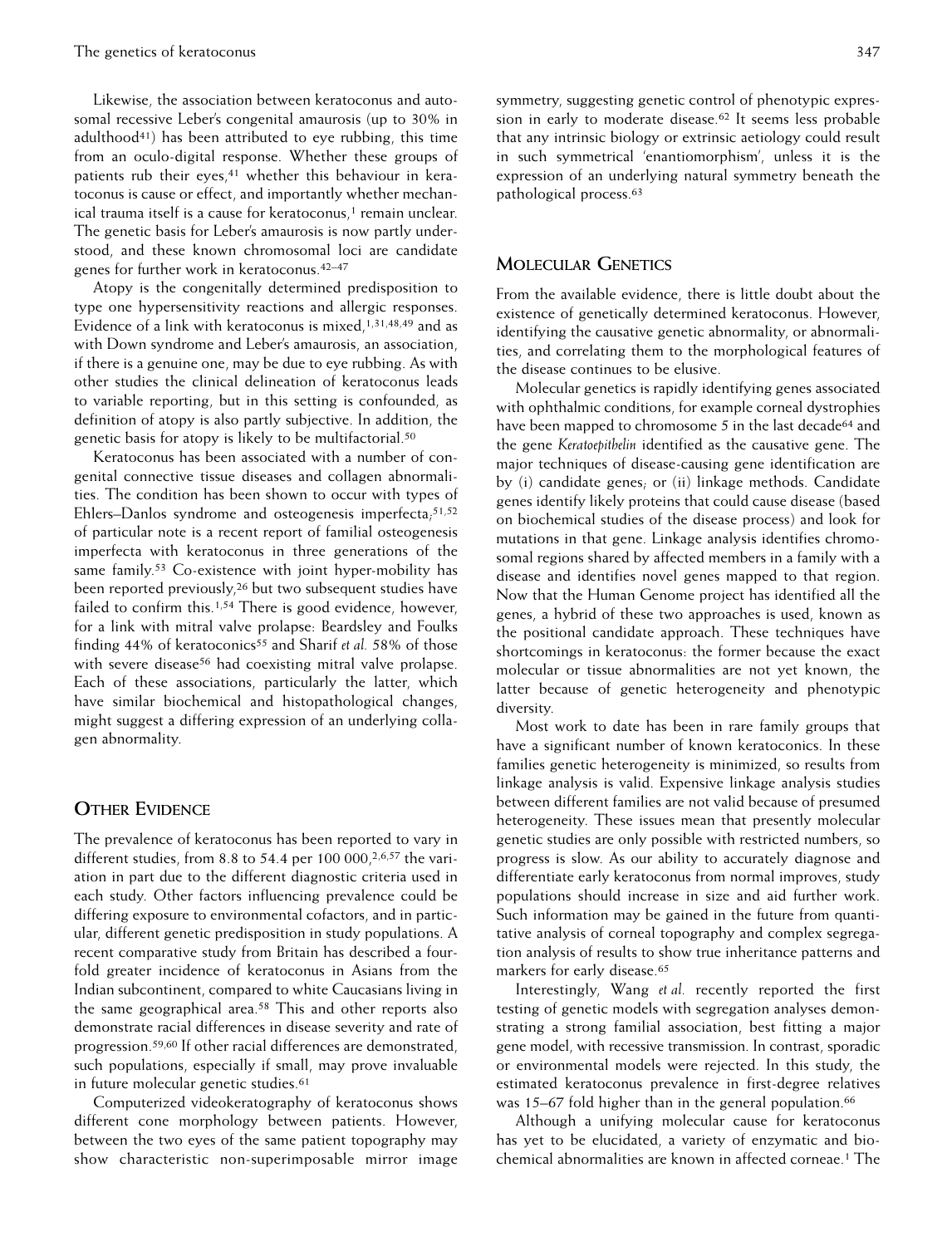Likewise, the association between keratoconus and autosomal recessive Leber's congenital amaurosis (up to 30% in adulthood[41]) has been attributed to eye rubbing, this time from an oculo-digital response. Whether these groups of patients rub their eyes,[41] whether this behaviour in keratoconus is cause or effect, and importantly whether mechanical trauma itself is a cause for keratoconus,[1] remain unclear. The genetic basis for Leber's amaurosis is now partly understood, and these known chromosomal loci are candidate genes for further work in keratoconus.[42–47]

Atopy is the congenitally determined predisposition to type one hypersensitivity reactions and allergic responses. Evidence of a link with keratoconus is mixed,[1,31,48,49] and as with Down syndrome and Leber's amaurosis, an association, if there is a genuine one, may be due to eye rubbing. As with other studies the clinical delineation of keratoconus leads to variable reporting, but in this setting is confounded, as definition of atopy is also partly subjective. In addition, the genetic basis for atopy is likely to be multifactorial.[50]

Keratoconus has been associated with a number of congenital connective tissue diseases and collagen abnormalities. The condition has been shown to occur with types of Ehlers–Danlos syndrome and osteogenesis imperfecta;[51,52] of particular note is a recent report of familial osteogenesis imperfecta with keratoconus in three generations of the same family.[53] Co-existence with joint hyper-mobility has been reported previously,[26] but two subsequent studies have failed to confirm this.[1,54] There is good evidence, however, for a link with mitral valve prolapse: Beardsley and Foulks finding 44% of keratoconics[55] and Sharif *et al.* 58% of those with severe disease[56] had coexisting mitral valve prolapse. Each of these associations, particularly the latter, which have similar biochemical and histopathological changes, might suggest a differing expression of an underlying collagen abnormality.

## Other Evidence

The prevalence of keratoconus has been reported to vary in different studies, from 8.8 to 54.4 per 100 000,[2,6,57] the variation in part due to the different diagnostic criteria used in each study. Other factors influencing prevalence could be differing exposure to environmental cofactors, and in particular, different genetic predisposition in study populations. A recent comparative study from Britain has described a four-fold greater incidence of keratoconus in Asians from the Indian subcontinent, compared to white Caucasians living in the same geographical area.[58] This and other reports also demonstrate racial differences in disease severity and rate of progression.[59,60] If other racial differences are demonstrated, such populations, especially if small, may prove invaluable in future molecular genetic studies.[61]

Computerized videokeratography of keratoconus shows different cone morphology between patients. However, between the two eyes of the same patient topography may show characteristic non-superimposable mirror image symmetry, suggesting genetic control of phenotypic expression in early to moderate disease.[62] It seems less probable that any intrinsic biology or extrinsic aetiology could result in such symmetrical 'enantiomorphism', unless it is the expression of an underlying natural symmetry beneath the pathological process.[63]

## Molecular Genetics

From the available evidence, there is little doubt about the existence of genetically determined keratoconus. However, identifying the causative genetic abnormality, or abnormalities, and correlating them to the morphological features of the disease continues to be elusive.

Molecular genetics is rapidly identifying genes associated with ophthalmic conditions, for example corneal dystrophies have been mapped to chromosome 5 in the last decade[64] and the gene *Keratoepithelin* identified as the causative gene. The major techniques of disease-causing gene identification are by (i) candidate genes; or (ii) linkage methods. Candidate genes identify likely proteins that could cause disease (based on biochemical studies of the disease process) and look for mutations in that gene. Linkage analysis identifies chromosomal regions shared by affected members in a family with a disease and identifies novel genes mapped to that region. Now that the Human Genome project has identified all the genes, a hybrid of these two approaches is used, known as the positional candidate approach. These techniques have shortcomings in keratoconus: the former because the exact molecular or tissue abnormalities are not yet known, the latter because of genetic heterogeneity and phenotypic diversity.

Most work to date has been in rare family groups that have a significant number of known keratoconics. In these families genetic heterogeneity is minimized, so results from linkage analysis is valid. Expensive linkage analysis studies between different families are not valid because of presumed heterogeneity. These issues mean that presently molecular genetic studies are only possible with restricted numbers, so progress is slow. As our ability to accurately diagnose and differentiate early keratoconus from normal improves, study populations should increase in size and aid further work. Such information may be gained in the future from quantitative analysis of corneal topography and complex segregation analysis of results to show true inheritance patterns and markers for early disease.[65]

Interestingly, Wang *et al.* recently reported the first testing of genetic models with segregation analyses demonstrating a strong familial association, best fitting a major gene model, with recessive transmission. In contrast, sporadic or environmental models were rejected. In this study, the estimated keratoconus prevalence in first-degree relatives was 15–67 fold higher than in the general population.[66]

Although a unifying molecular cause for keratoconus has yet to be elucidated, a variety of enzymatic and biochemical abnormalities are known in affected corneae.[1] The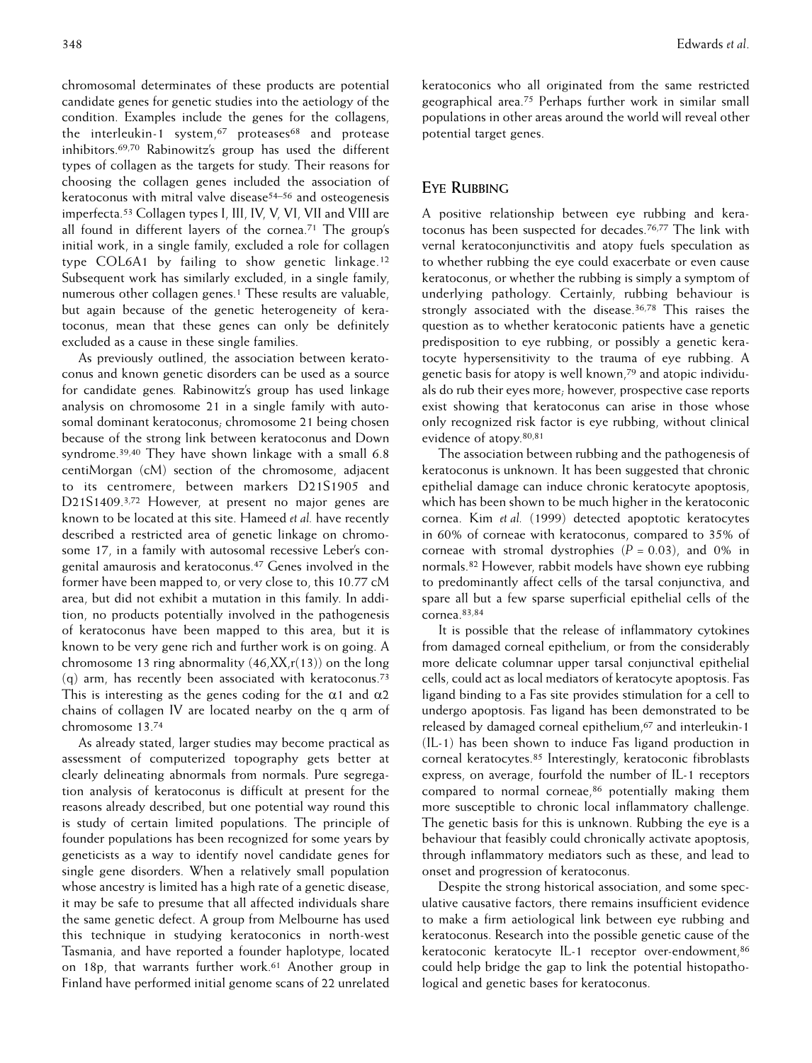chromosomal determinates of these products are potential candidate genes for genetic studies into the aetiology of the condition. Examples include the genes for the collagens, the interleukin-1 system,[67] proteases[68] and protease inhibitors.[69,70] Rabinowitz's group has used the different types of collagen as the targets for study. Their reasons for choosing the collagen genes included the association of keratoconus with mitral valve disease[54–56] and osteogenesis imperfecta.[53] Collagen types I, III, IV, V, VI, VII and VIII are all found in different layers of the cornea.[71] The group's initial work, in a single family, excluded a role for collagen type COL6A1 by failing to show genetic linkage.[12] Subsequent work has similarly excluded, in a single family, numerous other collagen genes.[1] These results are valuable, but again because of the genetic heterogeneity of keratoconus, mean that these genes can only be definitely excluded as a cause in these single families.

As previously outlined, the association between keratoconus and known genetic disorders can be used as a source for candidate genes. Rabinowitz's group has used linkage analysis on chromosome 21 in a single family with autosomal dominant keratoconus; chromosome 21 being chosen because of the strong link between keratoconus and Down syndrome.[39,40] They have shown linkage with a small 6.8 centiMorgan (cM) section of the chromosome, adjacent to its centromere, between markers D21S1905 and D21S1409.[3,72] However, at present no major genes are known to be located at this site. Hameed *et al.* have recently described a restricted area of genetic linkage on chromosome 17, in a family with autosomal recessive Leber's congenital amaurosis and keratoconus.[47] Genes involved in the former have been mapped to, or very close to, this 10.77 cM area, but did not exhibit a mutation in this family. In addition, no products potentially involved in the pathogenesis of keratoconus have been mapped to this area, but it is known to be very gene rich and further work is on going. A chromosome 13 ring abnormality (46,XX,r(13)) on the long (q) arm, has recently been associated with keratoconus.[73] This is interesting as the genes coding for the $\alpha 1$ and $\alpha 2$ chains of collagen IV are located nearby on the q arm of chromosome 13.[74]

As already stated, larger studies may become practical as assessment of computerized topography gets better at clearly delineating abnormals from normals. Pure segregation analysis of keratoconus is difficult at present for the reasons already described, but one potential way round this is study of certain limited populations. The principle of founder populations has been recognized for some years by geneticists as a way to identify novel candidate genes for single gene disorders. When a relatively small population whose ancestry is limited has a high rate of a genetic disease, it may be safe to presume that all affected individuals share the same genetic defect. A group from Melbourne has used this technique in studying keratoconics in north-west Tasmania, and have reported a founder haplotype, located on 18p, that warrants further work.[61] Another group in Finland have performed initial genome scans of 22 unrelated keratoconics who all originated from the same restricted geographical area.[75] Perhaps further work in similar small populations in other areas around the world will reveal other potential target genes.

## Eye Rubbing

A positive relationship between eye rubbing and keratoconus has been suspected for decades.[76,77] The link with vernal keratoconjunctivitis and atopy fuels speculation as to whether rubbing the eye could exacerbate or even cause keratoconus, or whether the rubbing is simply a symptom of underlying pathology. Certainly, rubbing behaviour is strongly associated with the disease.[36,78] This raises the question as to whether keratoconic patients have a genetic predisposition to eye rubbing, or possibly a genetic keratocyte hypersensitivity to the trauma of eye rubbing. A genetic basis for atopy is well known,[79] and atopic individuals do rub their eyes more; however, prospective case reports exist showing that keratoconus can arise in those whose only recognized risk factor is eye rubbing, without clinical evidence of atopy.[80,81]

The association between rubbing and the pathogenesis of keratoconus is unknown. It has been suggested that chronic epithelial damage can induce chronic keratocyte apoptosis, which has been shown to be much higher in the keratoconic cornea. Kim *et al.* (1999) detected apoptotic keratocytes in 60% of corneae with keratoconus, compared to 35% of corneae with stromal dystrophies ($P = 0.03$), and 0% in normals.[82] However, rabbit models have shown eye rubbing to predominantly affect cells of the tarsal conjunctiva, and spare all but a few sparse superficial epithelial cells of the cornea.[83,84]

It is possible that the release of inflammatory cytokines from damaged corneal epithelium, or from the considerably more delicate columnar upper tarsal conjunctival epithelial cells, could act as local mediators of keratocyte apoptosis. Fas ligand binding to a Fas site provides stimulation for a cell to undergo apoptosis. Fas ligand has been demonstrated to be released by damaged corneal epithelium,[67] and interleukin-1 (IL-1) has been shown to induce Fas ligand production in corneal keratocytes.[85] Interestingly, keratoconic fibroblasts express, on average, fourfold the number of IL-1 receptors compared to normal corneae,[86] potentially making them more susceptible to chronic local inflammatory challenge. The genetic basis for this is unknown. Rubbing the eye is a behaviour that feasibly could chronically activate apoptosis, through inflammatory mediators such as these, and lead to onset and progression of keratoconus.

Despite the strong historical association, and some speculative causative factors, there remains insufficient evidence to make a firm aetiological link between eye rubbing and keratoconus. Research into the possible genetic cause of the keratoconic keratocyte IL-1 receptor over-endowment,[86] could help bridge the gap to link the potential histopathological and genetic bases for keratoconus.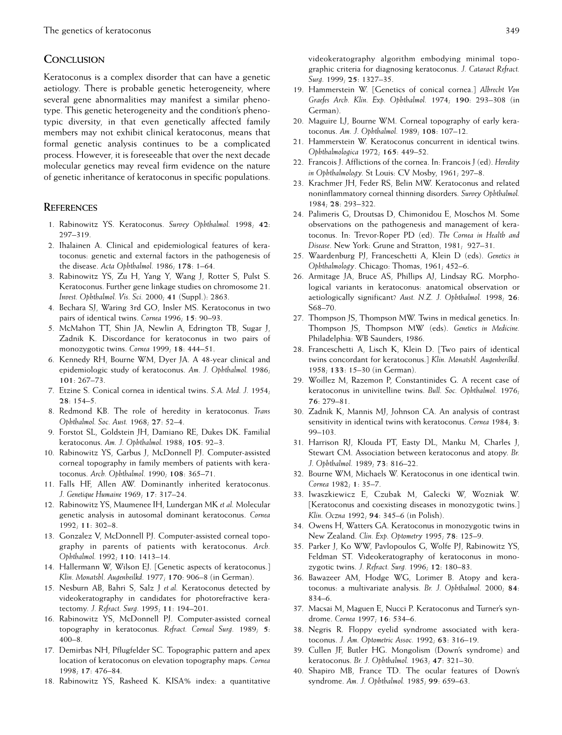## Conclusion

Keratoconus is a complex disorder that can have a genetic aetiology. There is probable genetic heterogeneity, where several gene abnormalities may manifest a similar phenotype. This genetic heterogeneity and the condition's phenotypic diversity, in that even genetically affected family members may not exhibit clinical keratoconus, means that formal genetic analysis continues to be a complicated process. However, it is foreseeable that over the next decade molecular genetics may reveal firm evidence on the nature of genetic inheritance of keratoconus in specific populations.

## References

1. Rabinowitz YS. Keratoconus. *Survey Ophthalmol.* 1998; **42**: 297–319.
2. Ihalainen A. Clinical and epidemiological features of keratoconus: genetic and external factors in the pathogenesis of the disease. *Acta Ophthalmol.* 1986; **178**: 1–64.
3. Rabinowitz YS, Zu H, Yang Y, Wang J, Rotter S, Pulst S. Keratoconus. Further gene linkage studies on chromosome 21. *Invest. Ophthalmol. Vis. Sci.* 2000; **41** (Suppl.): 2863.
4. Bechara SJ, Waring 3rd GO, Insler MS. Keratoconus in two pairs of identical twins. *Cornea* 1996; **15**: 90–93.
5. McMahon TT, Shin JA, Newlin A, Edrington TB, Sugar J, Zadnik K. Discordance for keratoconus in two pairs of monozygotic twins. *Cornea* 1999; **18**: 444–51.
6. Kennedy RH, Bourne WM, Dyer JA. A 48-year clinical and epidemiologic study of keratoconus. *Am. J. Ophthalmol.* 1986; **101**: 267–73.
7. Etzine S. Conical cornea in identical twins. *S.A. Med. J.* 1954; **28**: 154–5.
8. Redmond KB. The role of heredity in keratoconus. *Trans Ophthalmol. Soc. Aust.* 1968; **27**: 52–4.
9. Forstot SL, Goldstein JH, Damiano RE, Dukes DK. Familial keratoconus. *Am. J. Ophthalmol.* 1988; **105**: 92–3.
10. Rabinowitz YS, Garbus J, McDonnell PJ. Computer-assisted corneal topography in family members of patients with keratoconus. *Arch. Ophthalmol.* 1990; **108**: 365–71.
11. Falls HF, Allen AW. Dominantly inherited keratoconus. *J. Genetique Humaine* 1969; **17**: 317–24.
12. Rabinowitz YS, Maumenee IH, Lundergan MK *et al.* Molecular genetic analysis in autosomal dominant keratoconus. *Cornea* 1992; **11**: 302–8.
13. Gonzalez V, McDonnell PJ. Computer-assisted corneal topography in parents of patients with keratoconus. *Arch. Ophthalmol.* 1992; **110**: 1413–14.
14. Hallermann W, Wilson EJ. [Genetic aspects of keratoconus.] *Klin. Monatsbl. Augenheilkd.* 1977; **170**: 906–8 (in German).
15. Nesburn AB, Bahri S, Salz J *et al.* Keratoconus detected by videokeratography in candidates for photorefractive keratectomy. *J. Refract. Surg.* 1995; **11**: 194–201.
16. Rabinowitz YS, McDonnell PJ. Computer-assisted corneal topography in keratoconus. *Refract. Corneal Surg.* 1989; **5**: 400–8.
17. Demirbas NH, Pflugfelder SC. Topographic pattern and apex location of keratoconus on elevation topography maps. *Cornea* 1998; **17**: 476–84.
18. Rabinowitz YS, Rasheed K. KISA% index: a quantitative videokeratography algorithm embodying minimal topographic criteria for diagnosing keratoconus. *J. Cataract Refract. Surg.* 1999; **25**: 1327–35.
19. Hammerstein W. [Genetics of conical cornea.] *Albrecht Von Graefes Arch. Klin. Exp. Ophthalmol.* 1974; **190**: 293–308 (in German).
20. Maguire LJ, Bourne WM. Corneal topography of early keratoconus. *Am. J. Ophthalmol.* 1989; **108**: 107–12.
21. Hammerstein W. Keratoconus concurrent in identical twins. *Ophthalmologica* 1972; **165**: 449–52.
22. Francois J. Afflictions of the cornea. In: Francois J (ed). *Heredity in Ophthalmology.* St Louis: CV Mosby, 1961; 297–8.
23. Krachmer JH, Feder RS, Belin MW. Keratoconus and related noninflammatory corneal thinning disorders. *Survey Ophthalmol.* 1984; **28**: 293–322.
24. Palimeris G, Droutsas D, Chimonidou E, Moschos M. Some observations on the pathogenesis and management of keratoconus. In: Trevor-Roper PD (ed). *The Cornea in Health and Disease.* New York: Grune and Stratton, 1981; 927–31.
25. Waardenburg PJ, Franceschetti A, Klein D (eds). *Genetics in Ophthalmology*. Chicago: Thomas, 1961; 452–6.
26. Armitage JA, Bruce AS, Phillips AJ, Lindsay RG. Morphological variants in keratoconus: anatomical observation or aetiologically significant? *Aust. N.Z. J. Ophthalmol.* 1998; **26**: S68–70.
27. Thompson JS, Thompson MW. Twins in medical genetics. In: Thompson JS, Thompson MW (eds). *Genetics in Medicine.* Philadelphia: WB Saunders, 1986.
28. Franceschetti A, Lisch K, Klein D. [Two pairs of identical twins concordant for keratoconus.] *Klin. Monatsbl. Augenheilkd.* 1958; **133**: 15–30 (in German).
29. Woillez M, Razemon P, Constantinides G. A recent case of keratoconus in univitelline twins. *Bull. Soc. Ophthalmol.* 1976; **76**: 279–81.
30. Zadnik K, Mannis MJ, Johnson CA. An analysis of contrast sensitivity in identical twins with keratoconus. *Cornea* 1984; **3**: 99–103.
31. Harrison RJ, Klouda PT, Easty DL, Manku M, Charles J, Stewart CM. Association between keratoconus and atopy. *Br. J. Ophthalmol.* 1989; **73**: 816–22.
32. Bourne WM, Michaels W. Keratoconus in one identical twin. *Cornea* 1982; **1**: 35–7.
33. Iwaszkiewicz E, Czubak M, Galecki W, Wozniak W. [Keratoconus and coexisting diseases in monozygotic twins.] *Klin. Oczna* 1992; **94**: 345–6 (in Polish).
34. Owens H, Watters GA. Keratoconus in monozygotic twins in New Zealand. *Clin. Exp. Optometry* 1995; **78**: 125–9.
35. Parker J, Ko WW, Pavlopoulos G, Wolfe PJ, Rabinowitz YS, Feldman ST. Videokeratography of keratoconus in monozygotic twins. *J. Refract. Surg.* 1996; **12**: 180–83.
36. Bawazeer AM, Hodge WG, Lorimer B. Atopy and keratoconus: a multivariate analysis. *Br. J. Ophthalmol.* 2000; **84**: 834–6.
37. Macsai M, Maguen E, Nucci P. Keratoconus and Turner's syndrome. *Cornea* 1997; **16**: 534–6.
38. Negris R. Floppy eyelid syndrome associated with keratoconus. *J. Am. Optometric Assoc.* 1992; **63**: 316–19.
39. Cullen JF, Butler HG. Mongolism (Down's syndrome) and keratoconus. *Br. J. Ophthalmol.* 1963; **47**: 321–30.
40. Shapiro MB, France TD. The ocular features of Down's syndrome. *Am. J. Ophthalmol.* 1985; **99**: 659–63.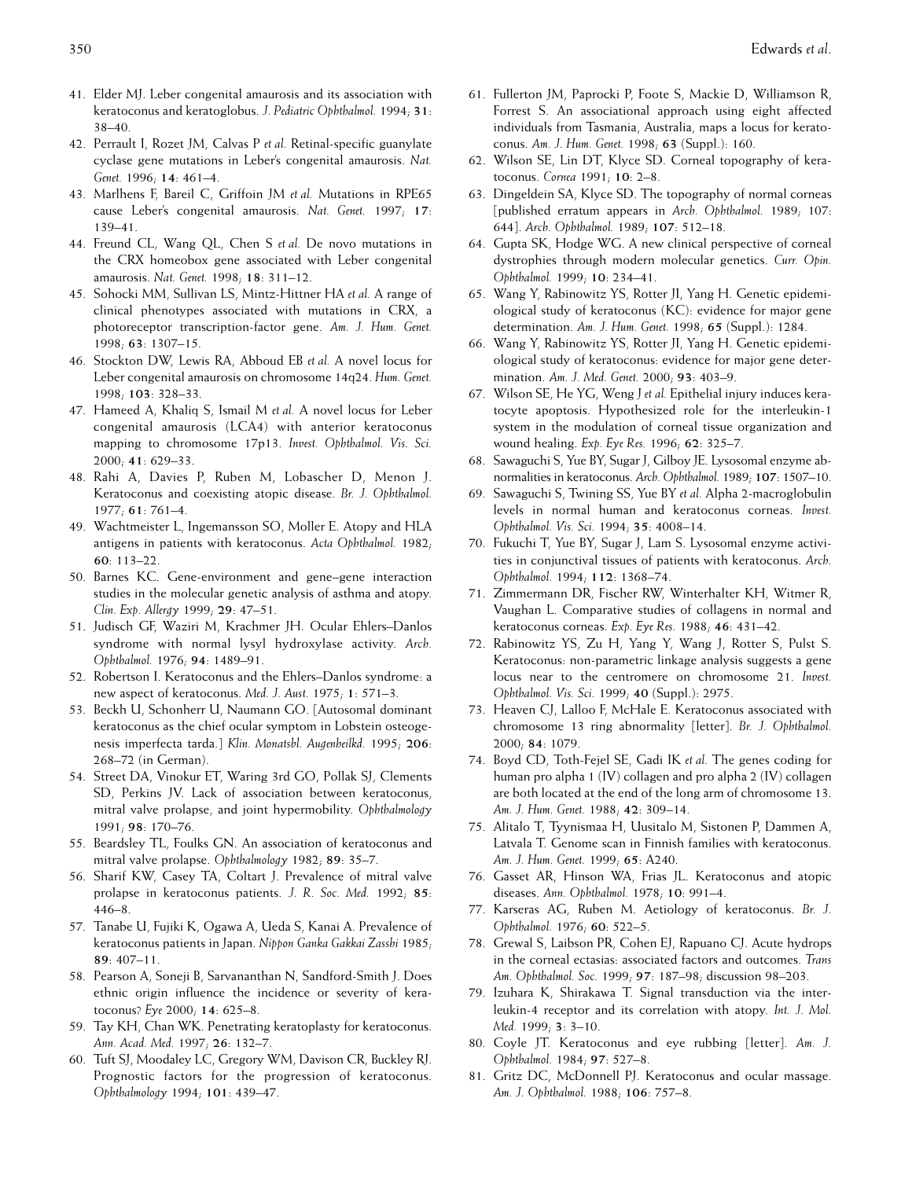41. Elder MJ. Leber congenital amaurosis and its association with keratoconus and keratoglobus. *J. Pediatric Ophthalmol.* 1994; **31**: 38–40.
42. Perrault I, Rozet JM, Calvas P *et al.* Retinal-specific guanylate cyclase gene mutations in Leber's congenital amaurosis. *Nat. Genet.* 1996; **14**: 461–4.
43. Marlhens F, Bareil C, Griffoin JM *et al.* Mutations in RPE65 cause Leber's congenital amaurosis. *Nat. Genet.* 1997; **17**: 139–41.
44. Freund CL, Wang QL, Chen S *et al.* De novo mutations in the CRX homeobox gene associated with Leber congenital amaurosis. *Nat. Genet.* 1998; **18**: 311–12.
45. Sohocki MM, Sullivan LS, Mintz-Hittner HA *et al.* A range of clinical phenotypes associated with mutations in CRX, a photoreceptor transcription-factor gene. *Am. J. Hum. Genet.* 1998; **63**: 1307–15.
46. Stockton DW, Lewis RA, Abboud EB *et al.* A novel locus for Leber congenital amaurosis on chromosome 14q24. *Hum. Genet.* 1998; **103**: 328–33.
47. Hameed A, Khaliq S, Ismail M *et al.* A novel locus for Leber congenital amaurosis (LCA4) with anterior keratoconus mapping to chromosome 17p13. *Invest. Ophthalmol. Vis. Sci.* 2000; **41**: 629–33.
48. Rahi A, Davies P, Ruben M, Lobascher D, Menon J. Keratoconus and coexisting atopic disease. *Br. J. Ophthalmol.* 1977; **61**: 761–4.
49. Wachtmeister L, Ingemansson SO, Moller E. Atopy and HLA antigens in patients with keratoconus. *Acta Ophthalmol.* 1982; **60**: 113–22.
50. Barnes KC. Gene-environment and gene–gene interaction studies in the molecular genetic analysis of asthma and atopy. *Clin. Exp. Allergy* 1999; **29**: 47–51.
51. Judisch GF, Waziri M, Krachmer JH. Ocular Ehlers–Danlos syndrome with normal lysyl hydroxylase activity. *Arch. Ophthalmol.* 1976; **94**: 1489–91.
52. Robertson I. Keratoconus and the Ehlers–Danlos syndrome: a new aspect of keratoconus. *Med. J. Aust.* 1975; **1**: 571–3.
53. Beckh U, Schonherr U, Naumann GO. [Autosomal dominant keratoconus as the chief ocular symptom in Lobstein osteogenesis imperfecta tarda.] *Klin. Monatsbl. Augenheilkd.* 1995; **206**: 268–72 (in German).
54. Street DA, Vinokur ET, Waring 3rd GO, Pollak SJ, Clements SD, Perkins JV. Lack of association between keratoconus, mitral valve prolapse, and joint hypermobility. *Ophthalmology* 1991; **98**: 170–76.
55. Beardsley TL, Foulks GN. An association of keratoconus and mitral valve prolapse. *Ophthalmology* 1982; **89**: 35–7.
56. Sharif KW, Casey TA, Coltart J. Prevalence of mitral valve prolapse in keratoconus patients. *J. R. Soc. Med.* 1992; **85**: 446–8.
57. Tanabe U, Fujiki K, Ogawa A, Ueda S, Kanai A. Prevalence of keratoconus patients in Japan. *Nippon Ganka Gakkai Zasshi* 1985; **89**: 407–11.
58. Pearson A, Soneji B, Sarvananthan N, Sandford-Smith J. Does ethnic origin influence the incidence or severity of keratoconus? *Eye* 2000; **14**: 625–8.
59. Tay KH, Chan WK. Penetrating keratoplasty for keratoconus. *Ann. Acad. Med.* 1997; **26**: 132–7.
60. Tuft SJ, Moodaley LC, Gregory WM, Davison CR, Buckley RJ. Prognostic factors for the progression of keratoconus. *Ophthalmology* 1994; **101**: 439–47.
61. Fullerton JM, Paprocki P, Foote S, Mackie D, Williamson R, Forrest S. An associational approach using eight affected individuals from Tasmania, Australia, maps a locus for keratoconus. *Am. J. Hum. Genet.* 1998; **63** (Suppl.): 160.
62. Wilson SE, Lin DT, Klyce SD. Corneal topography of keratoconus. *Cornea* 1991; **10**: 2–8.
63. Dingeldein SA, Klyce SD. The topography of normal corneas [published erratum appears in *Arch. Ophthalmol.* 1989; 107: 644]. *Arch. Ophthalmol.* 1989; **107**: 512–18.
64. Gupta SK, Hodge WG. A new clinical perspective of corneal dystrophies through modern molecular genetics. *Curr. Opin. Ophthalmol.* 1999; **10**: 234–41.
65. Wang Y, Rabinowitz YS, Rotter JI, Yang H. Genetic epidemiological study of keratoconus (KC): evidence for major gene determination. *Am. J. Hum. Genet.* 1998; **65** (Suppl.): 1284.
66. Wang Y, Rabinowitz YS, Rotter JI, Yang H. Genetic epidemiological study of keratoconus: evidence for major gene determination. *Am. J. Med. Genet.* 2000; **93**: 403–9.
67. Wilson SE, He YG, Weng J *et al.* Epithelial injury induces keratocyte apoptosis. Hypothesized role for the interleukin-1 system in the modulation of corneal tissue organization and wound healing. *Exp. Eye Res.* 1996; **62**: 325–7.
68. Sawaguchi S, Yue BY, Sugar J, Gilboy JE. Lysosomal enzyme abnormalities in keratoconus. *Arch. Ophthalmol.* 1989; **107**: 1507–10.
69. Sawaguchi S, Twining SS, Yue BY *et al.* Alpha 2-macroglobulin levels in normal human and keratoconus corneas. *Invest. Ophthalmol. Vis. Sci.* 1994; **35**: 4008–14.
70. Fukuchi T, Yue BY, Sugar J, Lam S. Lysosomal enzyme activities in conjunctival tissues of patients with keratoconus. *Arch. Ophthalmol.* 1994; **112**: 1368–74.
71. Zimmermann DR, Fischer RW, Winterhalter KH, Witmer R, Vaughan L. Comparative studies of collagens in normal and keratoconus corneas. *Exp. Eye Res.* 1988; **46**: 431–42.
72. Rabinowitz YS, Zu H, Yang Y, Wang J, Rotter S, Pulst S. Keratoconus: non-parametric linkage analysis suggests a gene locus near to the centromere on chromosome 21. *Invest. Ophthalmol. Vis. Sci.* 1999; **40** (Suppl.): 2975.
73. Heaven CJ, Lalloo F, McHale E. Keratoconus associated with chromosome 13 ring abnormality [letter]. *Br. J. Ophthalmol.* 2000; **84**: 1079.
74. Boyd CD, Toth-Fejel SE, Gadi IK *et al.* The genes coding for human pro alpha 1 (IV) collagen and pro alpha 2 (IV) collagen are both located at the end of the long arm of chromosome 13. *Am. J. Hum. Genet.* 1988; **42**: 309–14.
75. Alitalo T, Tyynismaa H, Uusitalo M, Sistonen P, Dammen A, Latvala T. Genome scan in Finnish families with keratoconus. *Am. J. Hum. Genet.* 1999; **65**: A240.
76. Gasset AR, Hinson WA, Frias JL. Keratoconus and atopic diseases. *Ann. Ophthalmol.* 1978; **10**: 991–4.
77. Karseras AG, Ruben M. Aetiology of keratoconus. *Br. J. Ophthalmol.* 1976; **60**: 522–5.
78. Grewal S, Laibson PR, Cohen EJ, Rapuano CJ. Acute hydrops in the corneal ectasias: associated factors and outcomes. *Trans Am. Ophthalmol. Soc.* 1999; **97**: 187–98; discussion 98–203.
79. Izuhara K, Shirakawa T. Signal transduction via the interleukin-4 receptor and its correlation with atopy. *Int. J. Mol. Med.* 1999; **3**: 3–10.
80. Coyle JT. Keratoconus and eye rubbing [letter]. *Am. J. Ophthalmol.* 1984; **97**: 527–8.
81. Gritz DC, McDonnell PJ. Keratoconus and ocular massage. *Am. J. Ophthalmol.* 1988; **106**: 757–8.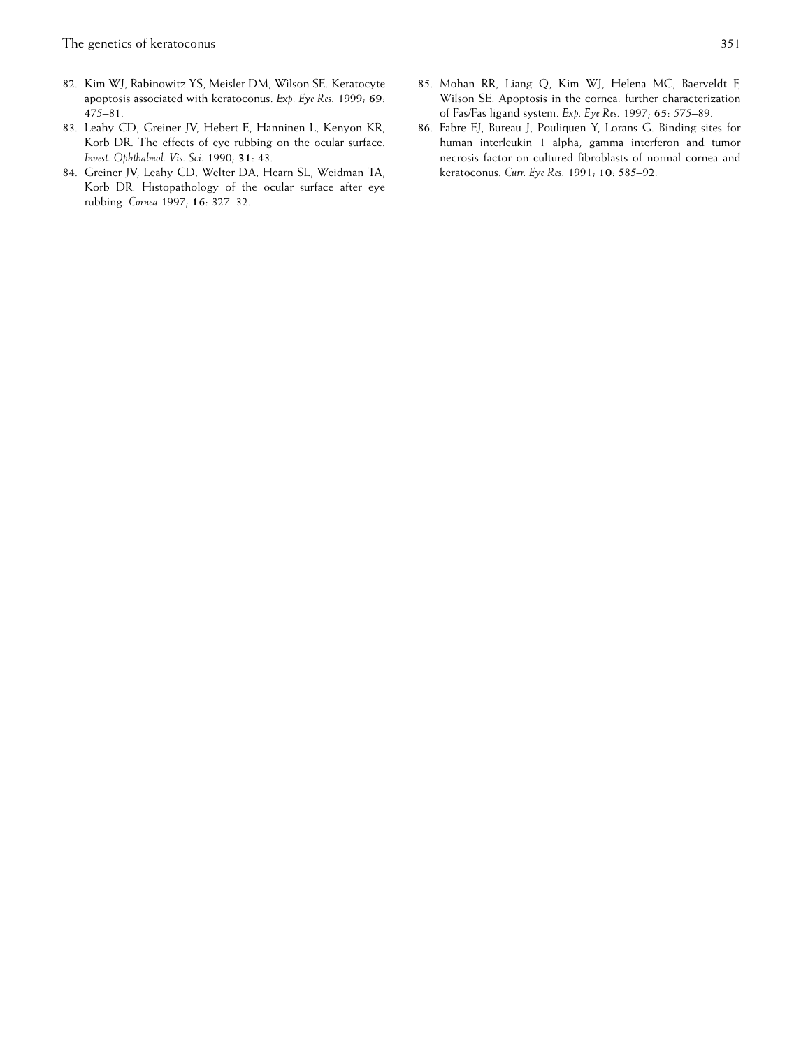82. Kim WJ, Rabinowitz YS, Meisler DM, Wilson SE. Keratocyte apoptosis associated with keratoconus. *Exp. Eye Res.* 1999; **69**: 475–81.
83. Leahy CD, Greiner JV, Hebert E, Hanninen L, Kenyon KR, Korb DR. The effects of eye rubbing on the ocular surface. *Invest. Ophthalmol. Vis. Sci.* 1990; **31**: 43.
84. Greiner JV, Leahy CD, Welter DA, Hearn SL, Weidman TA, Korb DR. Histopathology of the ocular surface after eye rubbing. *Cornea* 1997; **16**: 327–32.
85. Mohan RR, Liang Q, Kim WJ, Helena MC, Baerveldt F, Wilson SE. Apoptosis in the cornea: further characterization of Fas/Fas ligand system. *Exp. Eye Res.* 1997; **65**: 575–89.
86. Fabre EJ, Bureau J, Pouliquen Y, Lorans G. Binding sites for human interleukin 1 alpha, gamma interferon and tumor necrosis factor on cultured fibroblasts of normal cornea and keratoconus. *Curr. Eye Res.* 1991; **10**: 585–92.